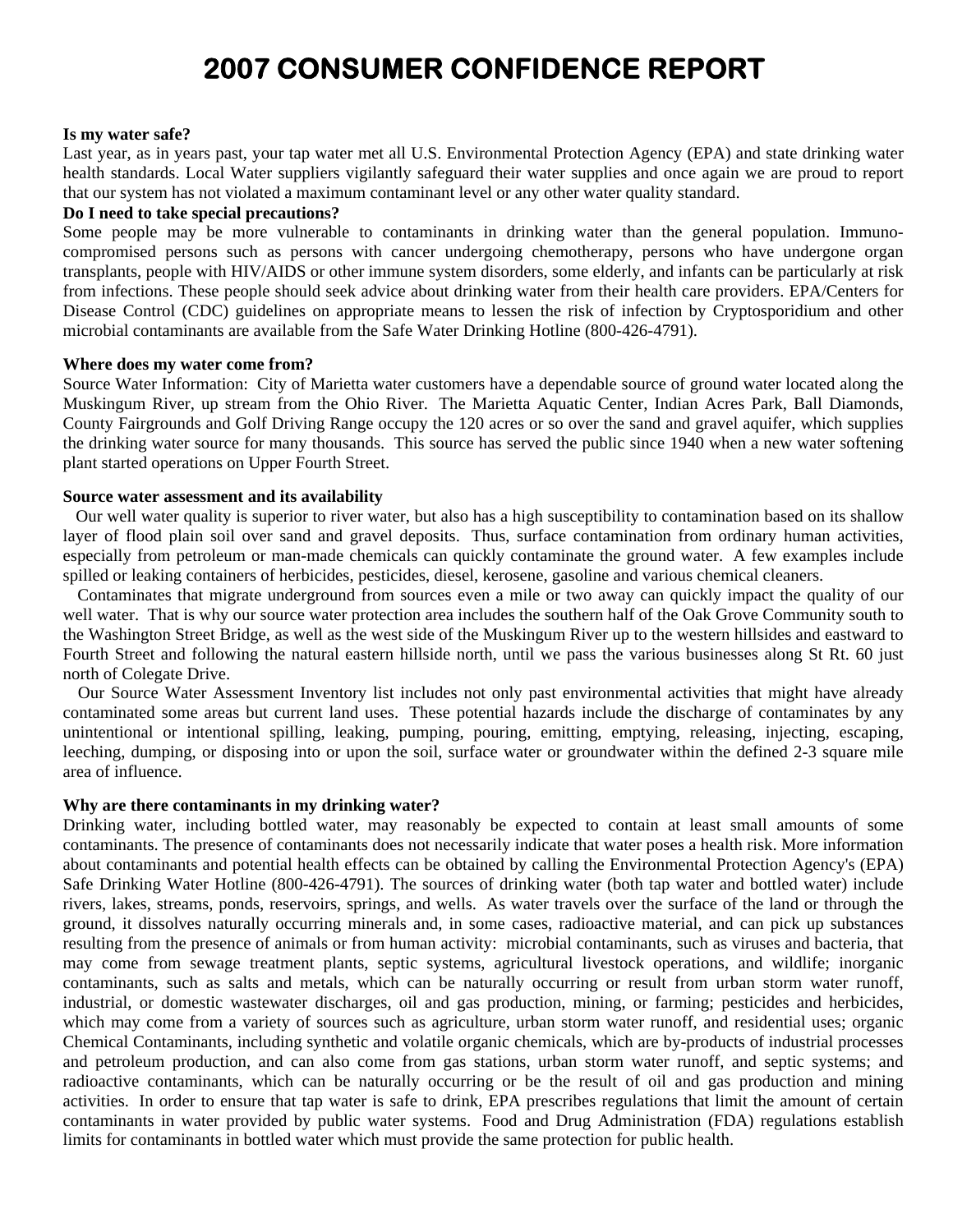# 2007 CONSUMER CONFIDENCE REPORT

**Is my water safe?**

Last year, as in years past, your tap water met all U.S. Environmental Protection Agency (EPA) and state drinking water health standards. Local Water suppliers vigilantly safeguard their water supplies and once again we are proud to report that our system has not violated a maximum contaminant level or any other water quality standard.

**Do I need to take special precautions?**

Some people may be more vulnerable to contaminants in drinking water than the general population. Immuno-compromised persons such as persons with cancer undergoing chemotherapy, persons who have undergone organ transplants, people with HIV/AIDS or other immune system disorders, some elderly, and infants can be particularly at risk from infections. These people should seek advice about drinking water from their health care providers. EPA/Centers for Disease Control (CDC) guidelines on appropriate means to lessen the risk of infection by Cryptosporidium and other microbial contaminants are available from the Safe Water Drinking Hotline (800-426-4791).

**Where does my water come from?**

Source Water Information: City of Marietta water customers have a dependable source of ground water located along the Muskingum River, up stream from the Ohio River. The Marietta Aquatic Center, Indian Acres Park, Ball Diamonds, County Fairgrounds and Golf Driving Range occupy the 120 acres or so over the sand and gravel aquifer, which supplies the drinking water source for many thousands. This source has served the public since 1940 when a new water softening plant started operations on Upper Fourth Street.

**Source water assessment and its availability**

Our well water quality is superior to river water, but also has a high susceptibility to contamination based on its shallow layer of flood plain soil over sand and gravel deposits. Thus, surface contamination from ordinary human activities, especially from petroleum or man-made chemicals can quickly contaminate the ground water. A few examples include spilled or leaking containers of herbicides, pesticides, diesel, kerosene, gasoline and various chemical cleaners.

Contaminates that migrate underground from sources even a mile or two away can quickly impact the quality of our well water. That is why our source water protection area includes the southern half of the Oak Grove Community south to the Washington Street Bridge, as well as the west side of the Muskingum River up to the western hillsides and eastward to Fourth Street and following the natural eastern hillside north, until we pass the various businesses along St Rt. 60 just north of Colegate Drive.

Our Source Water Assessment Inventory list includes not only past environmental activities that might have already contaminated some areas but current land uses. These potential hazards include the discharge of contaminates by any unintentional or intentional spilling, leaking, pumping, pouring, emitting, emptying, releasing, injecting, escaping, leeching, dumping, or disposing into or upon the soil, surface water or groundwater within the defined 2-3 square mile area of influence.

**Why are there contaminants in my drinking water?**

Drinking water, including bottled water, may reasonably be expected to contain at least small amounts of some contaminants. The presence of contaminants does not necessarily indicate that water poses a health risk. More information about contaminants and potential health effects can be obtained by calling the Environmental Protection Agency's (EPA) Safe Drinking Water Hotline (800-426-4791). The sources of drinking water (both tap water and bottled water) include rivers, lakes, streams, ponds, reservoirs, springs, and wells. As water travels over the surface of the land or through the ground, it dissolves naturally occurring minerals and, in some cases, radioactive material, and can pick up substances resulting from the presence of animals or from human activity: microbial contaminants, such as viruses and bacteria, that may come from sewage treatment plants, septic systems, agricultural livestock operations, and wildlife; inorganic contaminants, such as salts and metals, which can be naturally occurring or result from urban storm water runoff, industrial, or domestic wastewater discharges, oil and gas production, mining, or farming; pesticides and herbicides, which may come from a variety of sources such as agriculture, urban storm water runoff, and residential uses; organic Chemical Contaminants, including synthetic and volatile organic chemicals, which are by-products of industrial processes and petroleum production, and can also come from gas stations, urban storm water runoff, and septic systems; and radioactive contaminants, which can be naturally occurring or be the result of oil and gas production and mining activities. In order to ensure that tap water is safe to drink, EPA prescribes regulations that limit the amount of certain contaminants in water provided by public water systems. Food and Drug Administration (FDA) regulations establish limits for contaminants in bottled water which must provide the same protection for public health.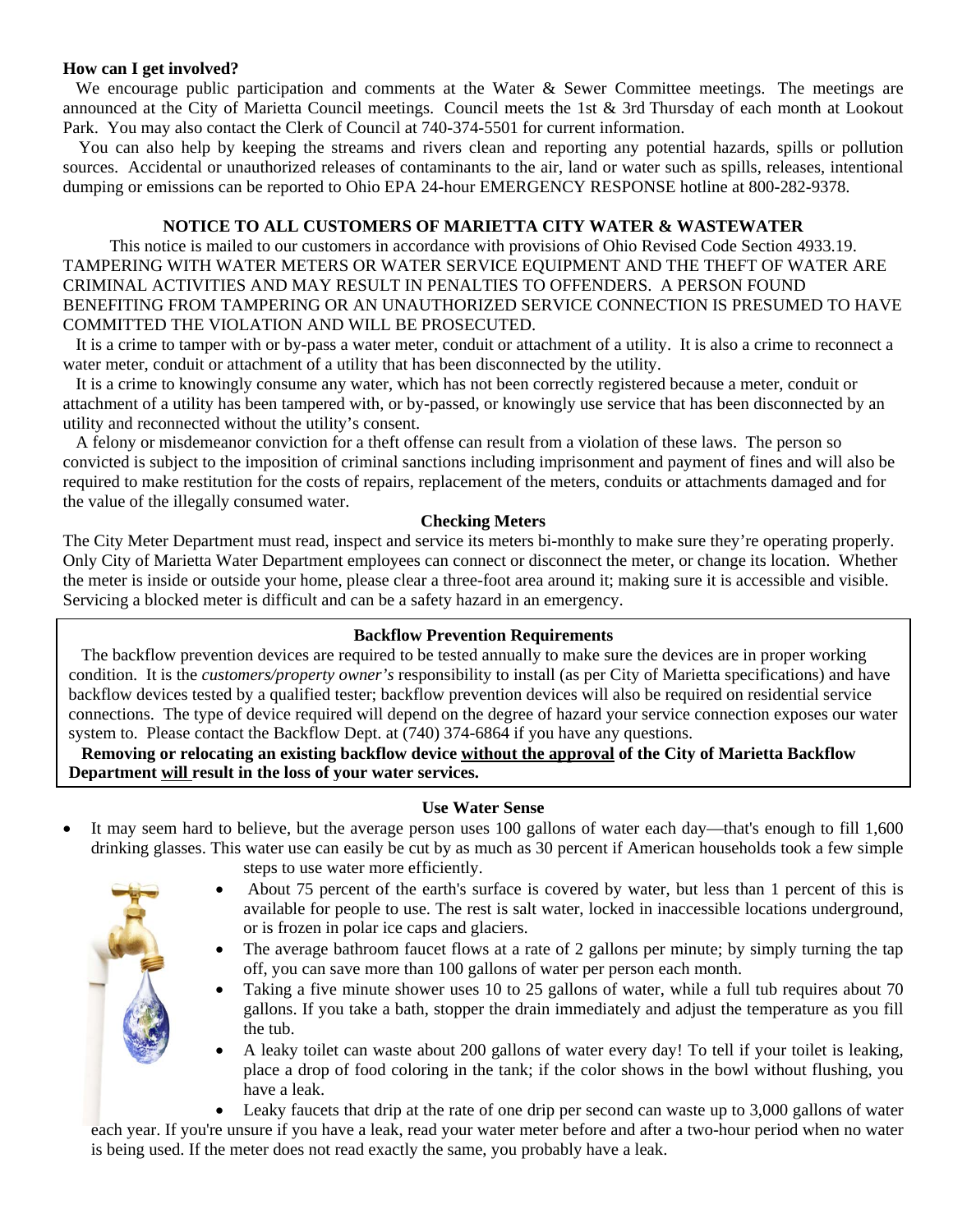**How can I get involved?**

We encourage public participation and comments at the Water & Sewer Committee meetings. The meetings are announced at the City of Marietta Council meetings. Council meets the 1st & 3rd Thursday of each month at Lookout Park. You may also contact the Clerk of Council at 740-374-5501 for current information.

You can also help by keeping the streams and rivers clean and reporting any potential hazards, spills or pollution sources. Accidental or unauthorized releases of contaminants to the air, land or water such as spills, releases, intentional dumping or emissions can be reported to Ohio EPA 24-hour EMERGENCY RESPONSE hotline at 800-282-9378.

**NOTICE TO ALL CUSTOMERS OF MARIETTA CITY WATER & WASTEWATER**

This notice is mailed to our customers in accordance with provisions of Ohio Revised Code Section 4933.19. TAMPERING WITH WATER METERS OR WATER SERVICE EQUIPMENT AND THE THEFT OF WATER ARE CRIMINAL ACTIVITIES AND MAY RESULT IN PENALTIES TO OFFENDERS. A PERSON FOUND BENEFITING FROM TAMPERING OR AN UNAUTHORIZED SERVICE CONNECTION IS PRESUMED TO HAVE COMMITTED THE VIOLATION AND WILL BE PROSECUTED.

It is a crime to tamper with or by-pass a water meter, conduit or attachment of a utility. It is also a crime to reconnect a water meter, conduit or attachment of a utility that has been disconnected by the utility.

It is a crime to knowingly consume any water, which has not been correctly registered because a meter, conduit or attachment of a utility has been tampered with, or by-passed, or knowingly use service that has been disconnected by an utility and reconnected without the utility's consent.

A felony or misdemeanor conviction for a theft offense can result from a violation of these laws. The person so convicted is subject to the imposition of criminal sanctions including imprisonment and payment of fines and will also be required to make restitution for the costs of repairs, replacement of the meters, conduits or attachments damaged and for the value of the illegally consumed water.

**Checking Meters**

The City Meter Department must read, inspect and service its meters bi-monthly to make sure they're operating properly. Only City of Marietta Water Department employees can connect or disconnect the meter, or change its location. Whether the meter is inside or outside your home, please clear a three-foot area around it; making sure it is accessible and visible. Servicing a blocked meter is difficult and can be a safety hazard in an emergency.

**Backflow Prevention Requirements**

The backflow prevention devices are required to be tested annually to make sure the devices are in proper working condition. It is the *customers/property owner's* responsibility to install (as per City of Marietta specifications) and have backflow devices tested by a qualified tester; backflow prevention devices will also be required on residential service connections. The type of device required will depend on the degree of hazard your service connection exposes our water system to. Please contact the Backflow Dept. at (740) 374-6864 if you have any questions.

**Removing or relocating an existing backflow device <u>without the approval</u> of the City of Marietta Backflow Department <u>will</u> result in the loss of your water services.**

**Use Water Sense**

- It may seem hard to believe, but the average person uses 100 gallons of water each day—that's enough to fill 1,600 drinking glasses. This water use can easily be cut by as much as 30 percent if American households took a few simple steps to use water more efficiently.
- About 75 percent of the earth's surface is covered by water, but less than 1 percent of this is available for people to use. The rest is salt water, locked in inaccessible locations underground, or is frozen in polar ice caps and glaciers.
- The average bathroom faucet flows at a rate of 2 gallons per minute; by simply turning the tap off, you can save more than 100 gallons of water per person each month.
- Taking a five minute shower uses 10 to 25 gallons of water, while a full tub requires about 70 gallons. If you take a bath, stopper the drain immediately and adjust the temperature as you fill the tub.
- A leaky toilet can waste about 200 gallons of water every day! To tell if your toilet is leaking, place a drop of food coloring in the tank; if the color shows in the bowl without flushing, you have a leak.
- Leaky faucets that drip at the rate of one drip per second can waste up to 3,000 gallons of water each year. If you're unsure if you have a leak, read your water meter before and after a two-hour period when no water is being used. If the meter does not read exactly the same, you probably have a leak.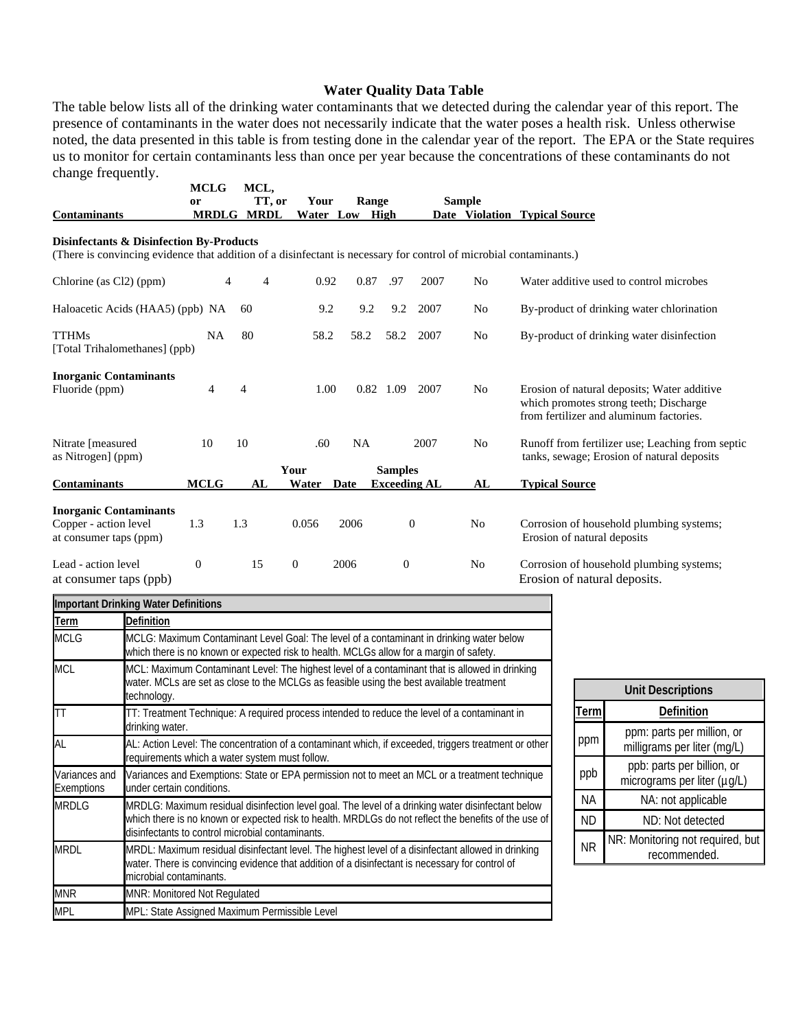## Water Quality Data Table

The table below lists all of the drinking water contaminants that we detected during the calendar year of this report. The presence of contaminants in the water does not necessarily indicate that the water poses a health risk. Unless otherwise noted, the data presented in this table is from testing done in the calendar year of the report. The EPA or the State requires us to monitor for certain contaminants less than once per year because the concentrations of these contaminants do not change frequently.

| Contaminants | MCLG or MRDLG | MCL, TT, or MRDL | Your Water | Range Low | Range High | Sample Date | Violation | Typical Source |
|---|---|---|---|---|---|---|---|---|
| **Disinfectants & Disinfection By-Products** (There is convincing evidence that addition of a disinfectant is necessary for control of microbial contaminants.) | | | | | | | | |
| Chlorine (as Cl2) (ppm) | 4 | 4 | 0.92 | 0.87 | .97 | 2007 | No | Water additive used to control microbes |
| Haloacetic Acids (HAA5) (ppb) | NA | 60 | 9.2 | 9.2 | 9.2 | 2007 | No | By-product of drinking water chlorination |
| TTHMs [Total Trihalomethanes] (ppb) | NA | 80 | 58.2 | 58.2 | 58.2 | 2007 | No | By-product of drinking water disinfection |
| **Inorganic Contaminants** | | | | | | | | |
| Fluoride (ppm) | 4 | 4 | 1.00 | 0.82 | 1.09 | 2007 | No | Erosion of natural deposits; Water additive which promotes strong teeth; Discharge from fertilizer and aluminum factories. |
| Nitrate [measured as Nitrogen] (ppm) | 10 | 10 | .60 | NA | | 2007 | No | Runoff from fertilizer use; Leaching from septic tanks, sewage; Erosion of natural deposits |

| Contaminants | MCLG | AL | Your Water | Date | Samples Exceeding AL | AL | Typical Source |
|---|---|---|---|---|---|---|---|
| **Inorganic Contaminants** | | | | | | | |
| Copper - action level at consumer taps (ppm) | 1.3 | 1.3 | 0.056 | 2006 | 0 | No | Corrosion of household plumbing systems; Erosion of natural deposits |
| Lead - action level at consumer taps (ppb) | 0 | 15 | 0 | 2006 | 0 | No | Corrosion of household plumbing systems; Erosion of natural deposits. |

| Important Drinking Water Definitions | |
|---|---|
| **Term** | **Definition** |
| MCLG | MCLG: Maximum Contaminant Level Goal: The level of a contaminant in drinking water below which there is no known or expected risk to health. MCLGs allow for a margin of safety. |
| MCL | MCL: Maximum Contaminant Level: The highest level of a contaminant that is allowed in drinking water. MCLs are set as close to the MCLGs as feasible using the best available treatment technology. |
| TT | TT: Treatment Technique: A required process intended to reduce the level of a contaminant in drinking water. |
| AL | AL: Action Level: The concentration of a contaminant which, if exceeded, triggers treatment or other requirements which a water system must follow. |
| Variances and Exemptions | Variances and Exemptions: State or EPA permission not to meet an MCL or a treatment technique under certain conditions. |
| MRDLG | MRDLG: Maximum residual disinfection level goal. The level of a drinking water disinfectant below which there is no known or expected risk to health. MRDLGs do not reflect the benefits of the use of disinfectants to control microbial contaminants. |
| MRDL | MRDL: Maximum residual disinfectant level. The highest level of a disinfectant allowed in drinking water. There is convincing evidence that addition of a disinfectant is necessary for control of microbial contaminants. |
| MNR | MNR: Monitored Not Regulated |
| MPL | MPL: State Assigned Maximum Permissible Level |

| Unit Descriptions | |
|---|---|
| **Term** | **Definition** |
| ppm | ppm: parts per million, or milligrams per liter (mg/L) |
| ppb | ppb: parts per billion, or micrograms per liter (µg/L) |
| NA | NA: not applicable |
| ND | ND: Not detected |
| NR | NR: Monitoring not required, but recommended. |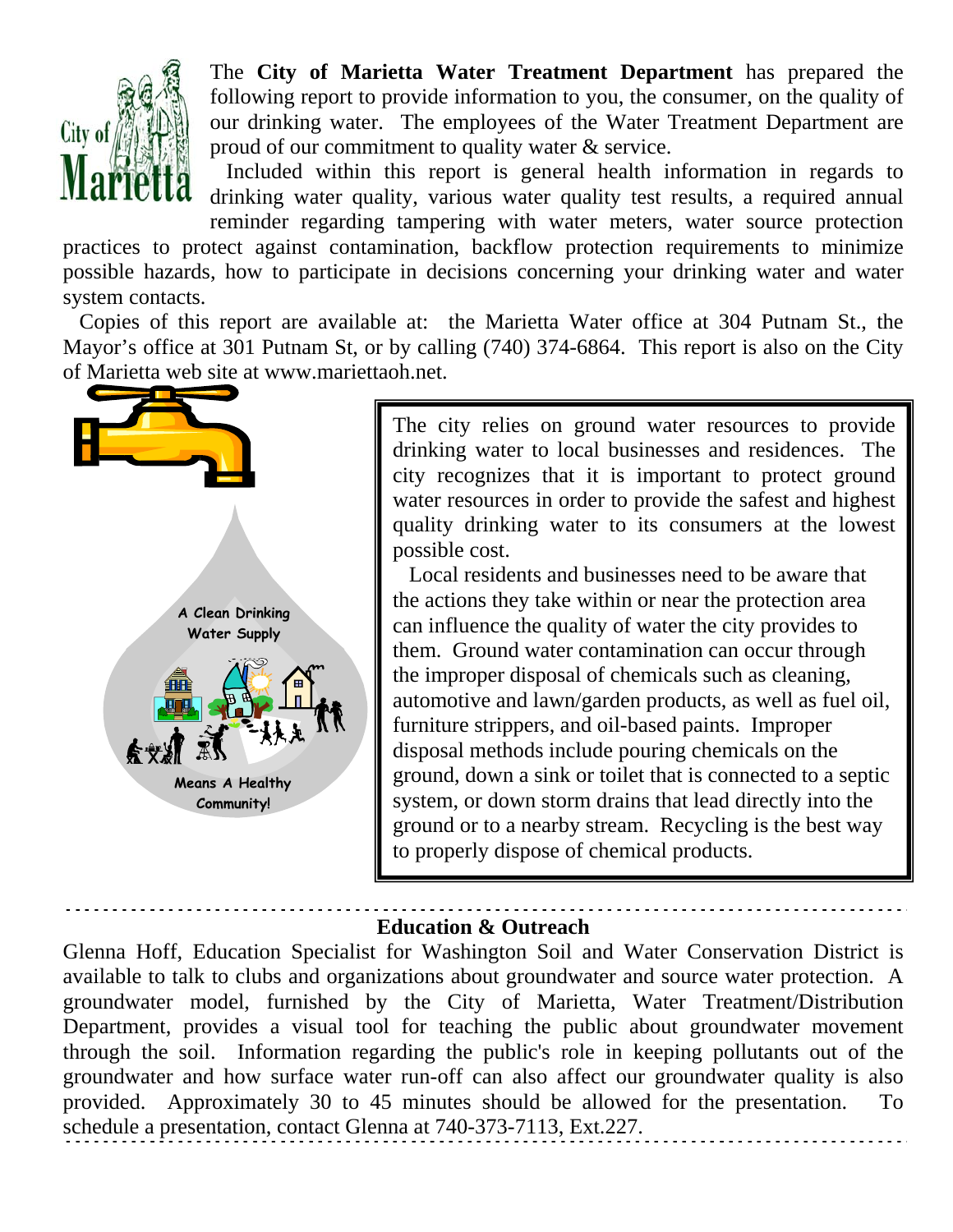The **City of Marietta Water Treatment Department** has prepared the following report to provide information to you, the consumer, on the quality of our drinking water. The employees of the Water Treatment Department are proud of our commitment to quality water & service.

Included within this report is general health information in regards to drinking water quality, various water quality test results, a required annual reminder regarding tampering with water meters, water source protection practices to protect against contamination, backflow protection requirements to minimize possible hazards, how to participate in decisions concerning your drinking water and water system contacts.

Copies of this report are available at: the Marietta Water office at 304 Putnam St., the Mayor's office at 301 Putnam St, or by calling (740) 374-6864. This report is also on the City of Marietta web site at www.mariettaoh.net.

A Clean Drinking Water Supply

Means A Healthy Community!

The city relies on ground water resources to provide drinking water to local businesses and residences. The city recognizes that it is important to protect ground water resources in order to provide the safest and highest quality drinking water to its consumers at the lowest possible cost.

Local residents and businesses need to be aware that the actions they take within or near the protection area can influence the quality of water the city provides to them. Ground water contamination can occur through the improper disposal of chemicals such as cleaning, automotive and lawn/garden products, as well as fuel oil, furniture strippers, and oil-based paints. Improper disposal methods include pouring chemicals on the ground, down a sink or toilet that is connected to a septic system, or down storm drains that lead directly into the ground or to a nearby stream. Recycling is the best way to properly dispose of chemical products.

## Education & Outreach

Glenna Hoff, Education Specialist for Washington Soil and Water Conservation District is available to talk to clubs and organizations about groundwater and source water protection. A groundwater model, furnished by the City of Marietta, Water Treatment/Distribution Department, provides a visual tool for teaching the public about groundwater movement through the soil. Information regarding the public's role in keeping pollutants out of the groundwater and how surface water run-off can also affect our groundwater quality is also provided. Approximately 30 to 45 minutes should be allowed for the presentation. To schedule a presentation, contact Glenna at 740-373-7113, Ext.227.